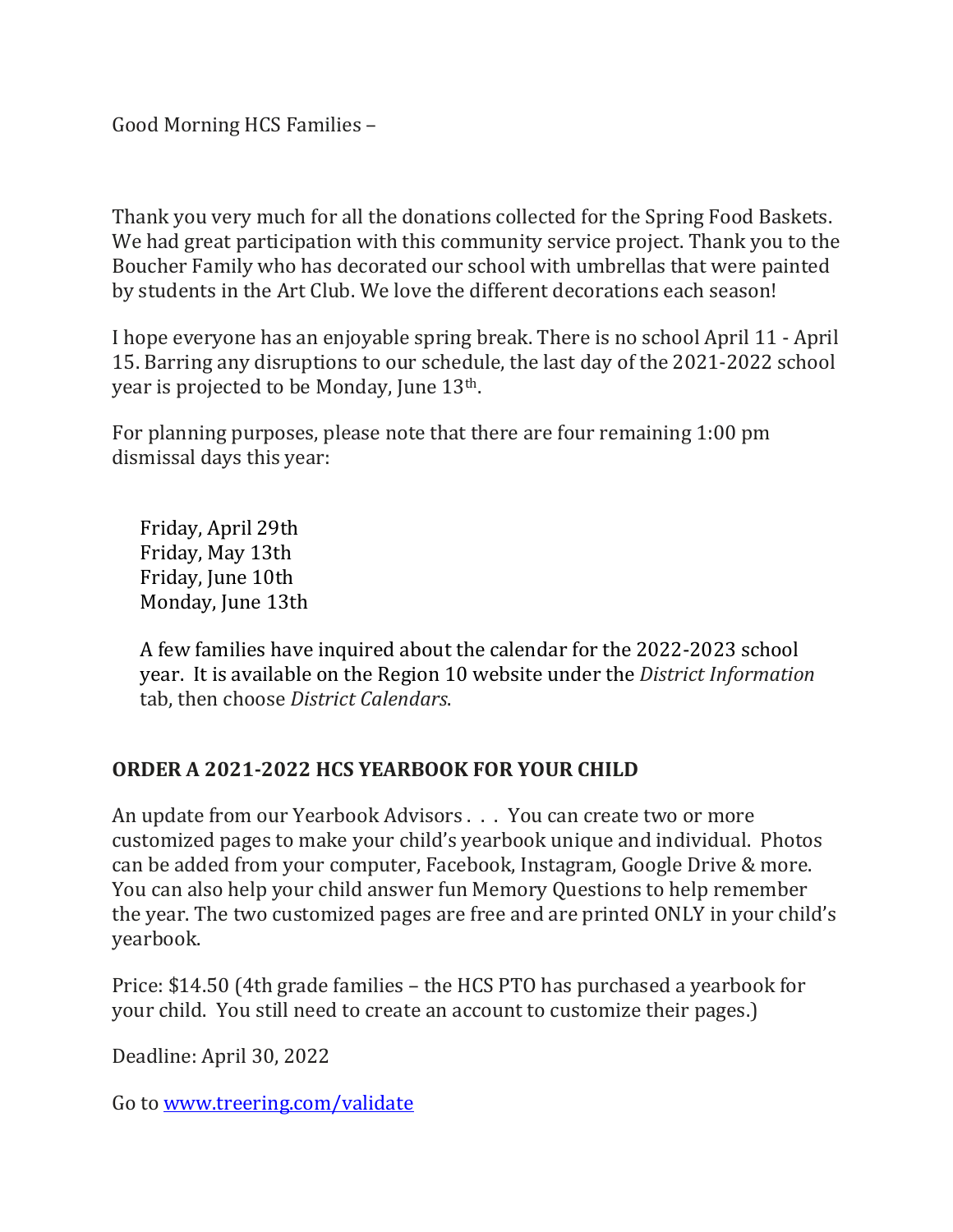Good Morning HCS Families –

Thank you very much for all the donations collected for the Spring Food Baskets. We had great participation with this community service project. Thank you to the Boucher Family who has decorated our school with umbrellas that were painted by students in the Art Club. We love the different decorations each season!

I hope everyone has an enjoyable spring break. There is no school April 11 - April 15. Barring any disruptions to our schedule, the last day of the 2021-2022 school year is projected to be Monday, June 13th.

For planning purposes, please note that there are four remaining 1:00 pm dismissal days this year:

Friday, April 29th  
Friday, May 13th  
Friday, June 10th  
Monday, June 13th

A few families have inquired about the calendar for the 2022-2023 school year. It is available on the Region 10 website under the *District Information* tab, then choose *District Calendars*.

**ORDER A 2021-2022 HCS YEARBOOK FOR YOUR CHILD**

An update from our Yearbook Advisors . . . You can create two or more customized pages to make your child's yearbook unique and individual. Photos can be added from your computer, Facebook, Instagram, Google Drive & more. You can also help your child answer fun Memory Questions to help remember the year. The two customized pages are free and are printed ONLY in your child's yearbook.

Price: $14.50 (4th grade families – the HCS PTO has purchased a yearbook for your child. You still need to create an account to customize their pages.)

Deadline: April 30, 2022

Go to [www.treering.com/validate](www.treering.com/validate)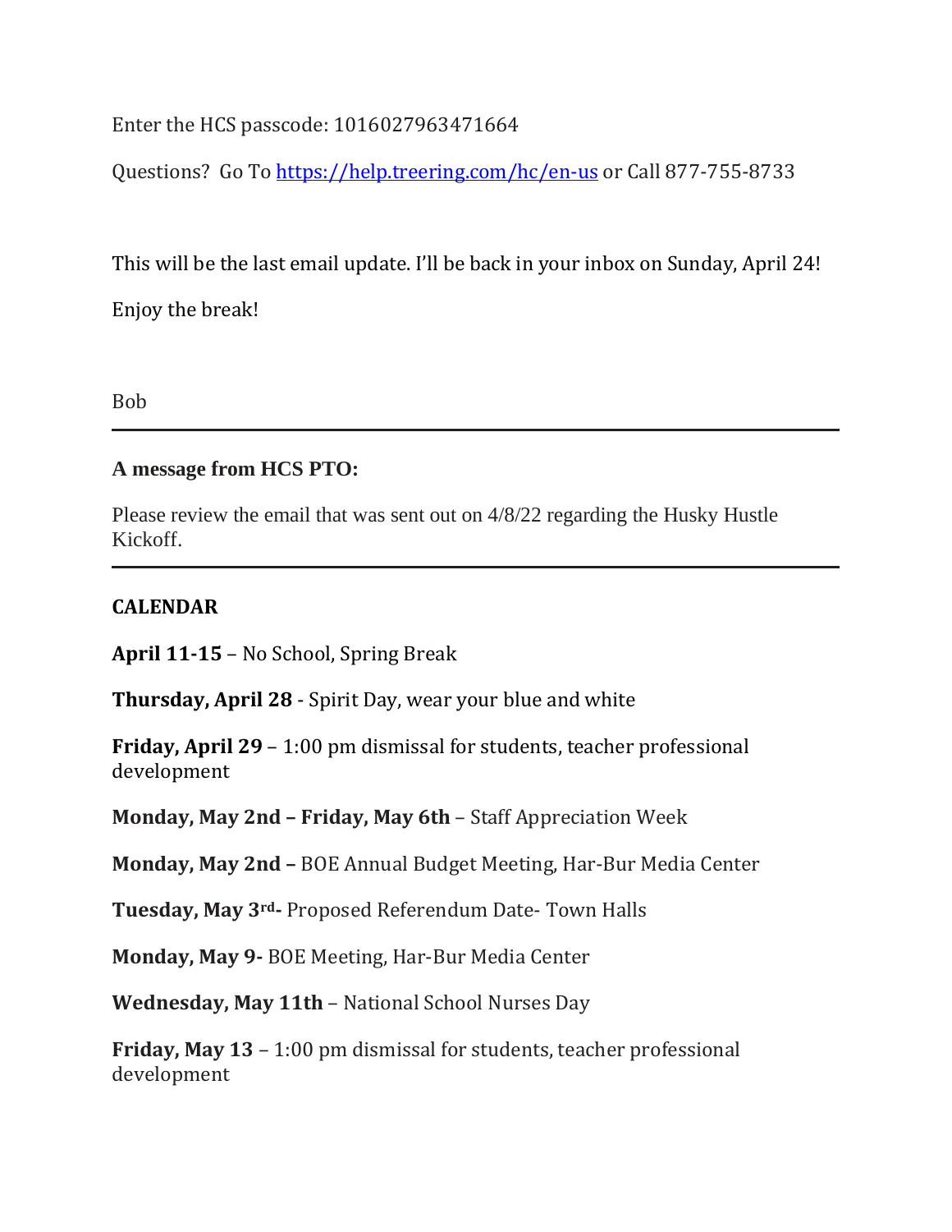Enter the HCS passcode: 1016027963471664

Questions? Go To [https://help.treering.com/hc/en-us](https://help.treering.com/hc/en-us) or Call 877-755-8733

This will be the last email update. I'll be back in your inbox on Sunday, April 24!

Enjoy the break!

Bob

---

**A message from HCS PTO:**

Please review the email that was sent out on 4/8/22 regarding the Husky Hustle Kickoff.

---

**CALENDAR**

**April 11-15** – No School, Spring Break

**Thursday, April 28** - Spirit Day, wear your blue and white

**Friday, April 29** – 1:00 pm dismissal for students, teacher professional development

**Monday, May 2nd – Friday, May 6th** – Staff Appreciation Week

**Monday, May 2nd –** BOE Annual Budget Meeting, Har-Bur Media Center

**Tuesday, May 3rd-** Proposed Referendum Date- Town Halls

**Monday, May 9-** BOE Meeting, Har-Bur Media Center

**Wednesday, May 11th** – National School Nurses Day

**Friday, May 13** – 1:00 pm dismissal for students, teacher professional development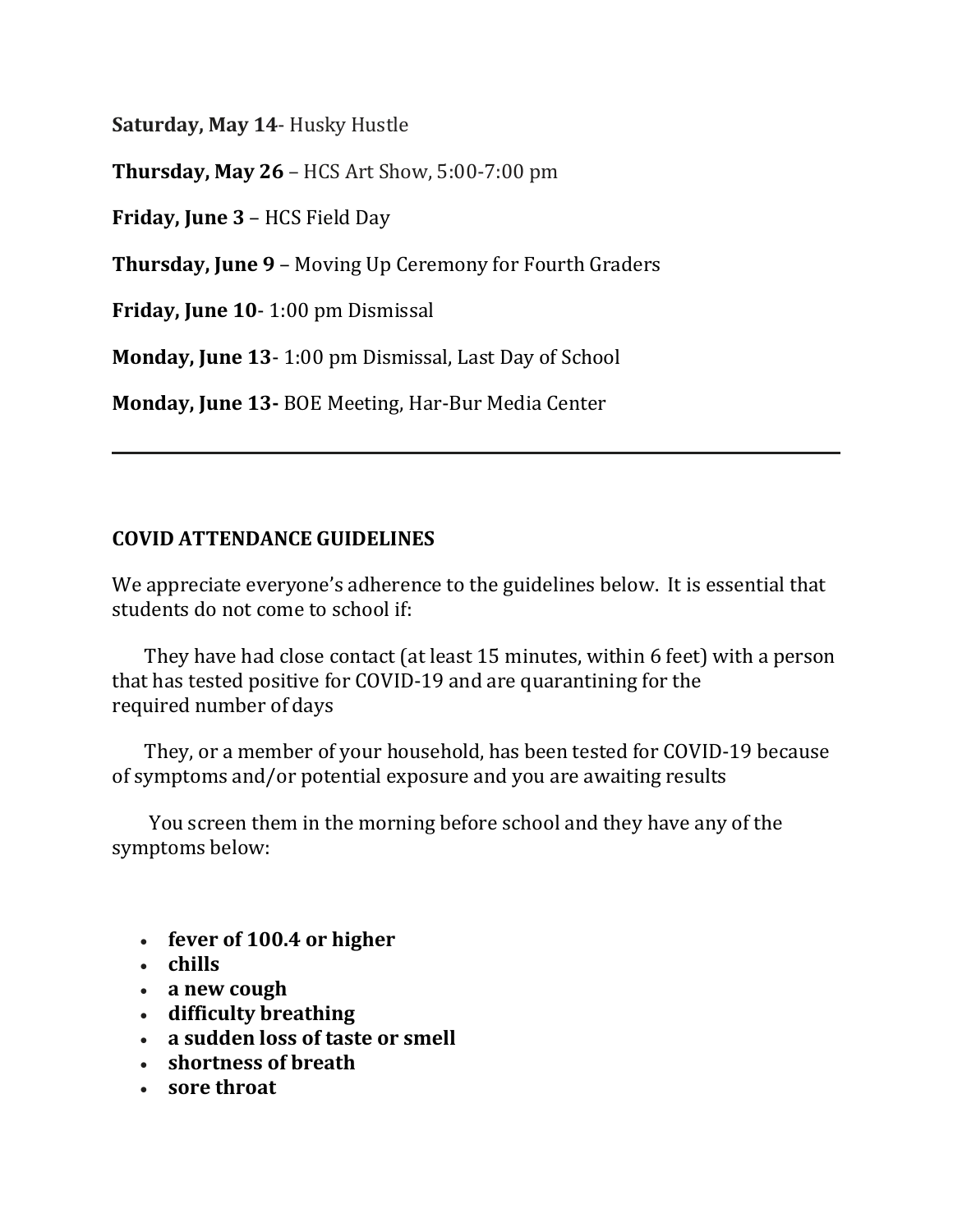**Saturday, May 14**- Husky Hustle

**Thursday, May 26** – HCS Art Show, 5:00-7:00 pm

**Friday, June 3** – HCS Field Day

**Thursday, June 9** – Moving Up Ceremony for Fourth Graders

**Friday, June 10**- 1:00 pm Dismissal

**Monday, June 13**- 1:00 pm Dismissal, Last Day of School

**Monday, June 13-** BOE Meeting, Har-Bur Media Center

---

**COVID ATTENDANCE GUIDELINES**

We appreciate everyone's adherence to the guidelines below. It is essential that students do not come to school if:

They have had close contact (at least 15 minutes, within 6 feet) with a person that has tested positive for COVID-19 and are quarantining for the required number of days

They, or a member of your household, has been tested for COVID-19 because of symptoms and/or potential exposure and you are awaiting results

You screen them in the morning before school and they have any of the symptoms below:

- **fever of 100.4 or higher**
- **chills**
- **a new cough**
- **difficulty breathing**
- **a sudden loss of taste or smell**
- **shortness of breath**
- **sore throat**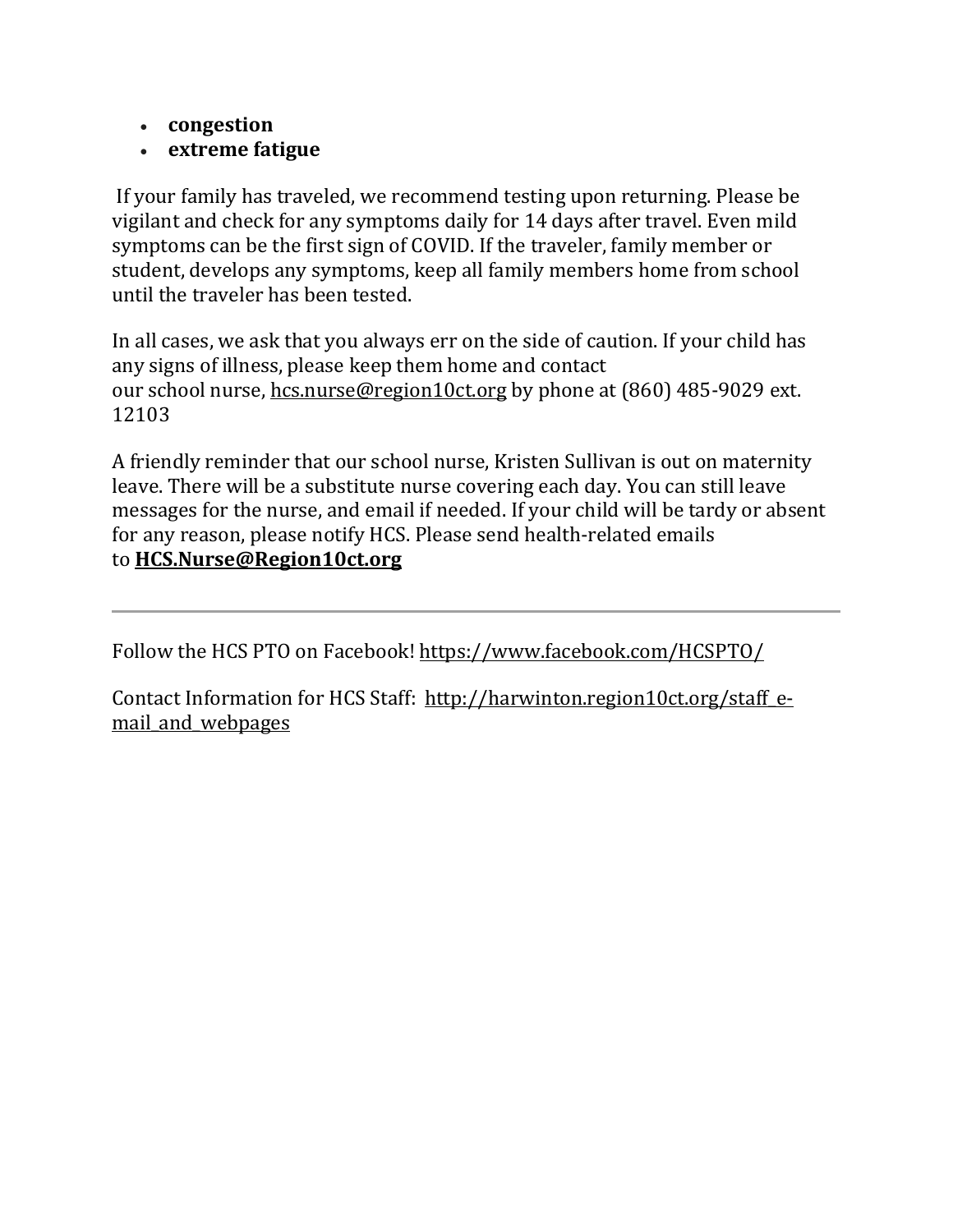- **congestion**
- **extreme fatigue**

If your family has traveled, we recommend testing upon returning. Please be vigilant and check for any symptoms daily for 14 days after travel. Even mild symptoms can be the first sign of COVID. If the traveler, family member or student, develops any symptoms, keep all family members home from school until the traveler has been tested.

In all cases, we ask that you always err on the side of caution. If your child has any signs of illness, please keep them home and contact our school nurse, hcs.nurse@region10ct.org by phone at (860) 485-9029 ext. 12103

A friendly reminder that our school nurse, Kristen Sullivan is out on maternity leave. There will be a substitute nurse covering each day. You can still leave messages for the nurse, and email if needed. If your child will be tardy or absent for any reason, please notify HCS. Please send health-related emails to **HCS.Nurse@Region10ct.org**

---

Follow the HCS PTO on Facebook! https://www.facebook.com/HCSPTO/

Contact Information for HCS Staff: http://harwinton.region10ct.org/staff_e-mail_and_webpages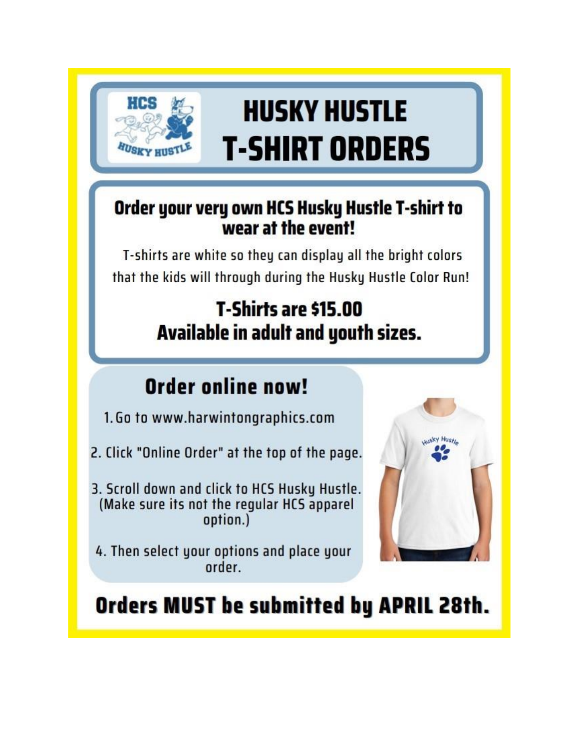# HUSKY HUSTLE T-SHIRT ORDERS

## Order your very own HCS Husky Hustle T-shirt to wear at the event!

T-shirts are white so they can display all the bright colors that the kids will through during the Husky Hustle Color Run!

**T-Shirts are $15.00**
**Available in adult and youth sizes.**

## Order online now!

1. Go to www.harwintongraphics.com
2. Click "Online Order" at the top of the page.
3. Scroll down and click to HCS Husky Hustle. (Make sure its not the regular HCS apparel option.)
4. Then select your options and place your order.

**Orders MUST be submitted by APRIL 28th.**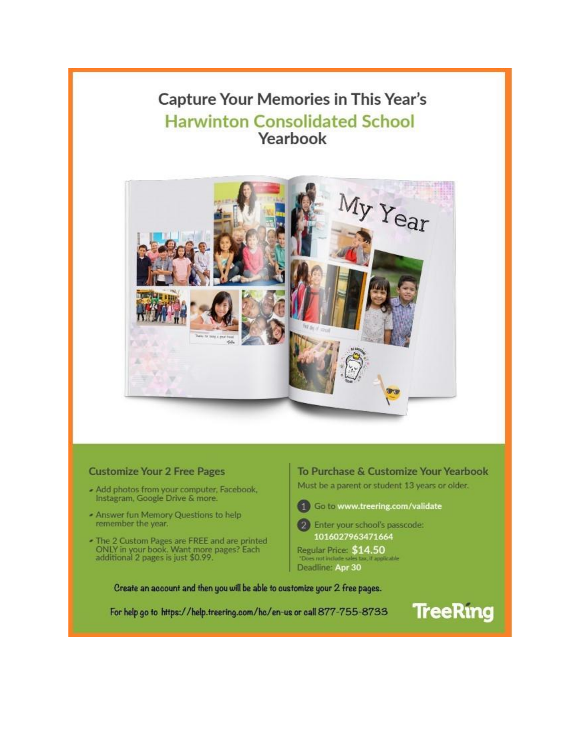# Capture Your Memories in This Year's
# Harwinton Consolidated School
# Yearbook

### Customize Your 2 Free Pages

- Add photos from your computer, Facebook, Instagram, Google Drive & more.
- Answer fun Memory Questions to help remember the year.
- The 2 Custom Pages are FREE and are printed ONLY in your book. Want more pages? Each additional 2 pages is just $0.99.

### To Purchase & Customize Your Yearbook

Must be a parent or student 13 years or older.

1. Go to **www.treering.com/validate**
2. Enter your school's passcode: **1016027963471664**

Regular Price: **$14.50**
*Does not include sales tax, if applicable

Deadline: **Apr 30**

Create an account and then you will be able to customize your 2 free pages.

For help go to https://help.treering.com/hc/en-us or call 877-755-8733

**TreeRing**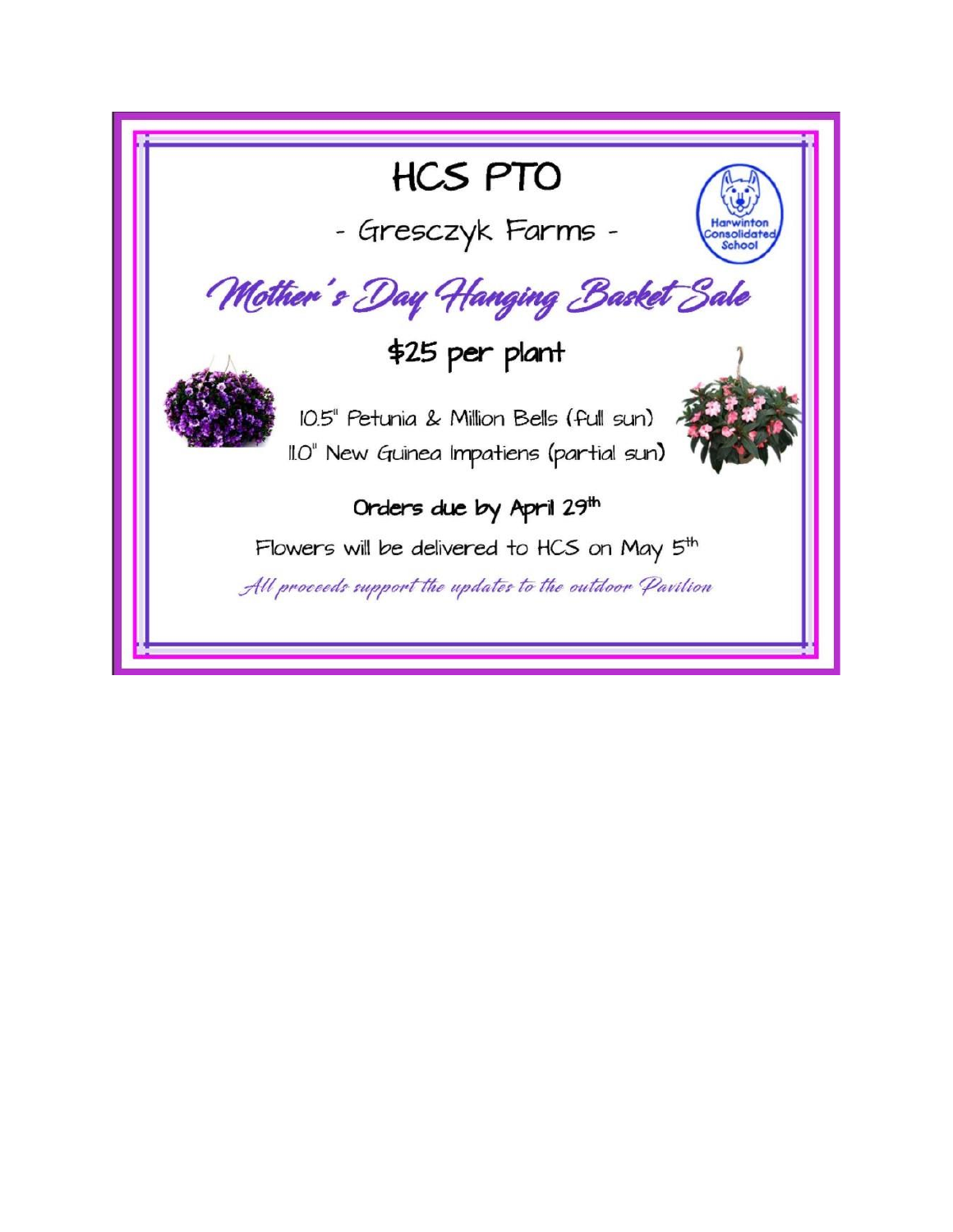# HCS PTO

- Gresczyk Farms -

Harwinton Consolidated School

## *Mother's Day Hanging Basket Sale*

**$25 per plant**

10.5" Petunia & Million Bells (full sun)

11.0" New Guinea Impatiens (partial sun)

**Orders due by April 29th**

Flowers will be delivered to HCS on May 5th

*All proceeds support the updates to the outdoor Pavilion*